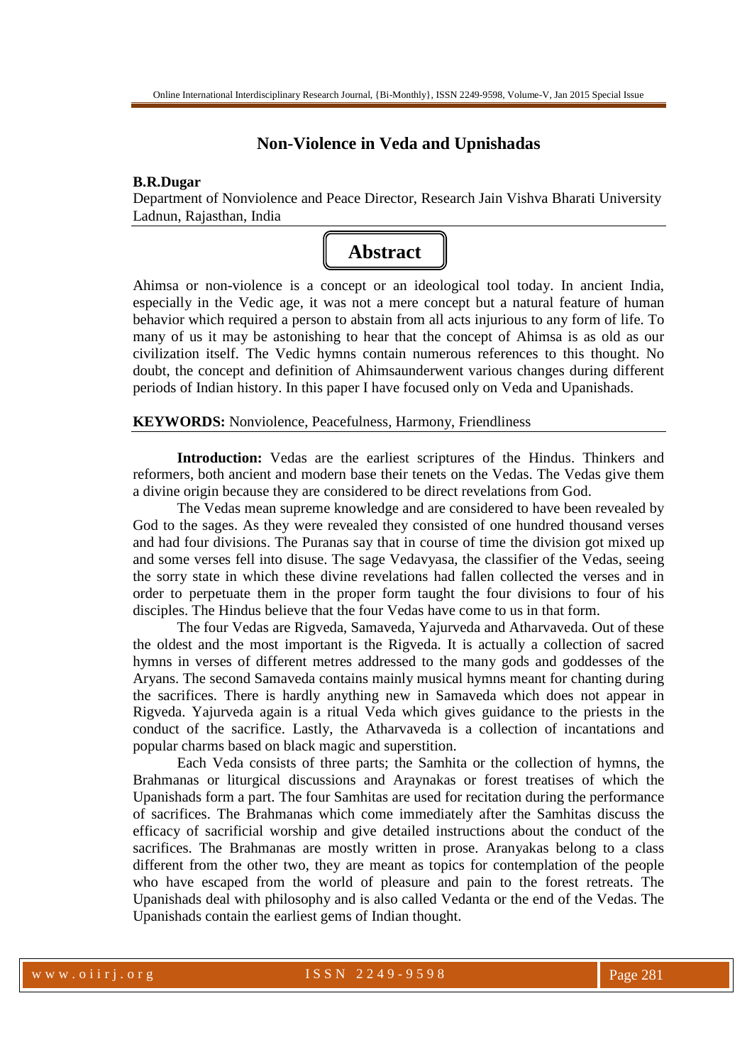# Non-Violence in Veda and Upnishadas

**B.R.Dugar**

Department of Nonviolence and Peace Director, Research Jain Vishva Bharati University Ladnun, Rajasthan, India

## Abstract

Ahimsa or non-violence is a concept or an ideological tool today. In ancient India, especially in the Vedic age, it was not a mere concept but a natural feature of human behavior which required a person to abstain from all acts injurious to any form of life. To many of us it may be astonishing to hear that the concept of Ahimsa is as old as our civilization itself. The Vedic hymns contain numerous references to this thought. No doubt, the concept and definition of Ahimsaunderwent various changes during different periods of Indian history. In this paper I have focused only on Veda and Upanishads.

**KEYWORDS:** Nonviolence, Peacefulness, Harmony, Friendliness

**Introduction:** Vedas are the earliest scriptures of the Hindus. Thinkers and reformers, both ancient and modern base their tenets on the Vedas. The Vedas give them a divine origin because they are considered to be direct revelations from God.

The Vedas mean supreme knowledge and are considered to have been revealed by God to the sages. As they were revealed they consisted of one hundred thousand verses and had four divisions. The Puranas say that in course of time the division got mixed up and some verses fell into disuse. The sage Vedavyasa, the classifier of the Vedas, seeing the sorry state in which these divine revelations had fallen collected the verses and in order to perpetuate them in the proper form taught the four divisions to four of his disciples. The Hindus believe that the four Vedas have come to us in that form.

The four Vedas are Rigveda, Samaveda, Yajurveda and Atharvaveda. Out of these the oldest and the most important is the Rigveda. It is actually a collection of sacred hymns in verses of different metres addressed to the many gods and goddesses of the Aryans. The second Samaveda contains mainly musical hymns meant for chanting during the sacrifices. There is hardly anything new in Samaveda which does not appear in Rigveda. Yajurveda again is a ritual Veda which gives guidance to the priests in the conduct of the sacrifice. Lastly, the Atharvaveda is a collection of incantations and popular charms based on black magic and superstition.

Each Veda consists of three parts; the Samhita or the collection of hymns, the Brahmanas or liturgical discussions and Araynakas or forest treatises of which the Upanishads form a part. The four Samhitas are used for recitation during the performance of sacrifices. The Brahmanas which come immediately after the Samhitas discuss the efficacy of sacrificial worship and give detailed instructions about the conduct of the sacrifices. The Brahmanas are mostly written in prose. Aranyakas belong to a class different from the other two, they are meant as topics for contemplation of the people who have escaped from the world of pleasure and pain to the forest retreats. The Upanishads deal with philosophy and is also called Vedanta or the end of the Vedas. The Upanishads contain the earliest gems of Indian thought.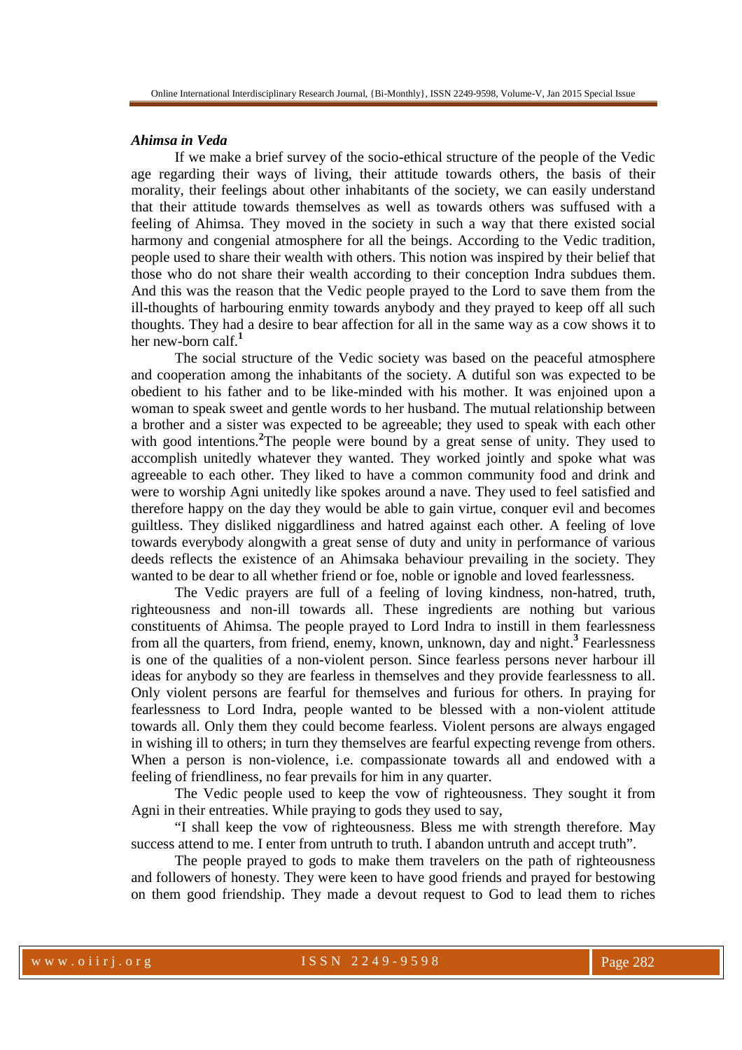### *Ahimsa in Veda*

If we make a brief survey of the socio-ethical structure of the people of the Vedic age regarding their ways of living, their attitude towards others, the basis of their morality, their feelings about other inhabitants of the society, we can easily understand that their attitude towards themselves as well as towards others was suffused with a feeling of Ahimsa. They moved in the society in such a way that there existed social harmony and congenial atmosphere for all the beings. According to the Vedic tradition, people used to share their wealth with others. This notion was inspired by their belief that those who do not share their wealth according to their conception Indra subdues them. And this was the reason that the Vedic people prayed to the Lord to save them from the ill-thoughts of harbouring enmity towards anybody and they prayed to keep off all such thoughts. They had a desire to bear affection for all in the same way as a cow shows it to her new-born calf.[1]

The social structure of the Vedic society was based on the peaceful atmosphere and cooperation among the inhabitants of the society. A dutiful son was expected to be obedient to his father and to be like-minded with his mother. It was enjoined upon a woman to speak sweet and gentle words to her husband. The mutual relationship between a brother and a sister was expected to be agreeable; they used to speak with each other with good intentions.[2]The people were bound by a great sense of unity. They used to accomplish unitedly whatever they wanted. They worked jointly and spoke what was agreeable to each other. They liked to have a common community food and drink and were to worship Agni unitedly like spokes around a nave. They used to feel satisfied and therefore happy on the day they would be able to gain virtue, conquer evil and becomes guiltless. They disliked niggardliness and hatred against each other. A feeling of love towards everybody alongwith a great sense of duty and unity in performance of various deeds reflects the existence of an Ahimsaka behaviour prevailing in the society. They wanted to be dear to all whether friend or foe, noble or ignoble and loved fearlessness.

The Vedic prayers are full of a feeling of loving kindness, non-hatred, truth, righteousness and non-ill towards all. These ingredients are nothing but various constituents of Ahimsa. The people prayed to Lord Indra to instill in them fearlessness from all the quarters, from friend, enemy, known, unknown, day and night.[3] Fearlessness is one of the qualities of a non-violent person. Since fearless persons never harbour ill ideas for anybody so they are fearless in themselves and they provide fearlessness to all. Only violent persons are fearful for themselves and furious for others. In praying for fearlessness to Lord Indra, people wanted to be blessed with a non-violent attitude towards all. Only them they could become fearless. Violent persons are always engaged in wishing ill to others; in turn they themselves are fearful expecting revenge from others. When a person is non-violence, i.e. compassionate towards all and endowed with a feeling of friendliness, no fear prevails for him in any quarter.

The Vedic people used to keep the vow of righteousness. They sought it from Agni in their entreaties. While praying to gods they used to say,

"I shall keep the vow of righteousness. Bless me with strength therefore. May success attend to me. I enter from untruth to truth. I abandon untruth and accept truth".

The people prayed to gods to make them travelers on the path of righteousness and followers of honesty. They were keen to have good friends and prayed for bestowing on them good friendship. They made a devout request to God to lead them to riches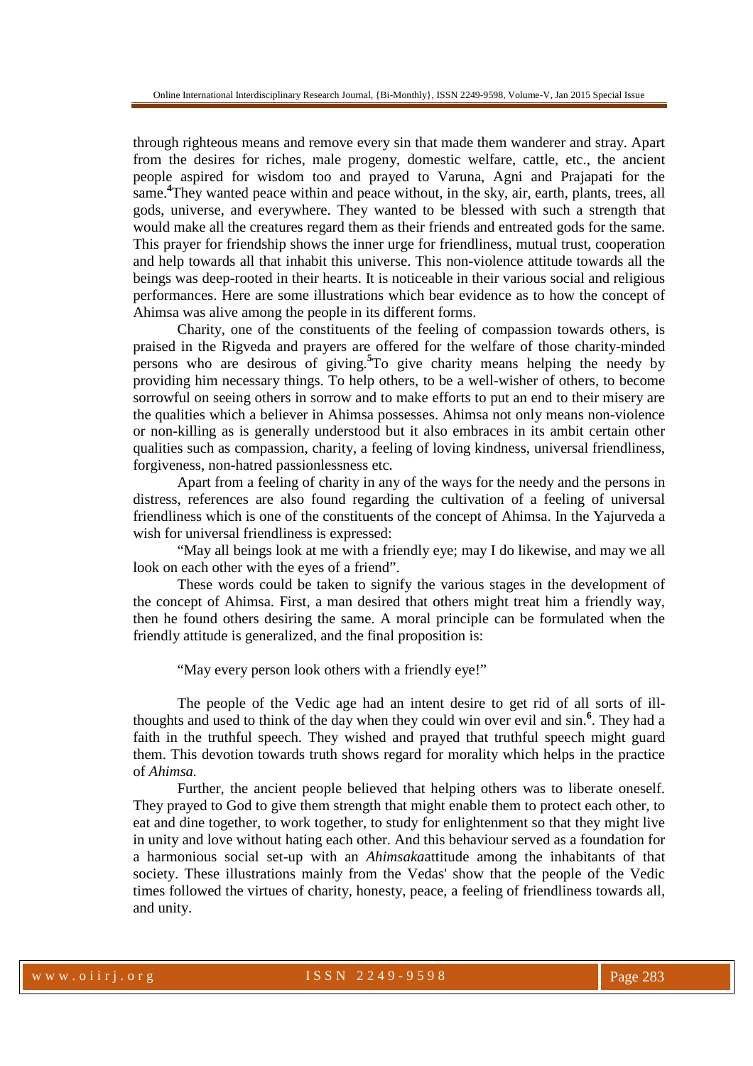through righteous means and remove every sin that made them wanderer and stray. Apart from the desires for riches, male progeny, domestic welfare, cattle, etc., the ancient people aspired for wisdom too and prayed to Varuna, Agni and Prajapati for the same.[4]They wanted peace within and peace without, in the sky, air, earth, plants, trees, all gods, universe, and everywhere. They wanted to be blessed with such a strength that would make all the creatures regard them as their friends and entreated gods for the same. This prayer for friendship shows the inner urge for friendliness, mutual trust, cooperation and help towards all that inhabit this universe. This non-violence attitude towards all the beings was deep-rooted in their hearts. It is noticeable in their various social and religious performances. Here are some illustrations which bear evidence as to how the concept of Ahimsa was alive among the people in its different forms.

Charity, one of the constituents of the feeling of compassion towards others, is praised in the Rigveda and prayers are offered for the welfare of those charity-minded persons who are desirous of giving.[5]To give charity means helping the needy by providing him necessary things. To help others, to be a well-wisher of others, to become sorrowful on seeing others in sorrow and to make efforts to put an end to their misery are the qualities which a believer in Ahimsa possesses. Ahimsa not only means non-violence or non-killing as is generally understood but it also embraces in its ambit certain other qualities such as compassion, charity, a feeling of loving kindness, universal friendliness, forgiveness, non-hatred passionlessness etc.

Apart from a feeling of charity in any of the ways for the needy and the persons in distress, references are also found regarding the cultivation of a feeling of universal friendliness which is one of the constituents of the concept of Ahimsa. In the Yajurveda a wish for universal friendliness is expressed:

"May all beings look at me with a friendly eye; may I do likewise, and may we all look on each other with the eyes of a friend".

These words could be taken to signify the various stages in the development of the concept of Ahimsa. First, a man desired that others might treat him a friendly way, then he found others desiring the same. A moral principle can be formulated when the friendly attitude is generalized, and the final proposition is:

"May every person look others with a friendly eye!"

The people of the Vedic age had an intent desire to get rid of all sorts of ill-thoughts and used to think of the day when they could win over evil and sin.[6]. They had a faith in the truthful speech. They wished and prayed that truthful speech might guard them. This devotion towards truth shows regard for morality which helps in the practice of *Ahimsa.*

Further, the ancient people believed that helping others was to liberate oneself. They prayed to God to give them strength that might enable them to protect each other, to eat and dine together, to work together, to study for enlightenment so that they might live in unity and love without hating each other. And this behaviour served as a foundation for a harmonious social set-up with an *Ahimsaka*attitude among the inhabitants of that society. These illustrations mainly from the Vedas' show that the people of the Vedic times followed the virtues of charity, honesty, peace, a feeling of friendliness towards all, and unity.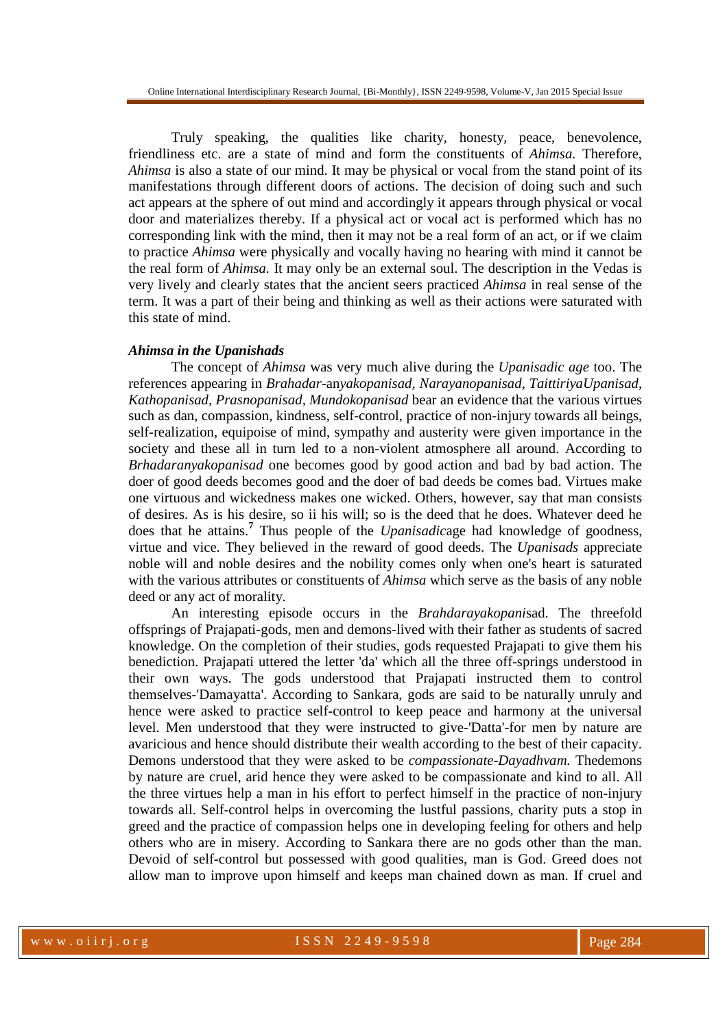Truly speaking, the qualities like charity, honesty, peace, benevolence, friendliness etc. are a state of mind and form the constituents of *Ahimsa.* Therefore, *Ahimsa* is also a state of our mind. It may be physical or vocal from the stand point of its manifestations through different doors of actions. The decision of doing such and such act appears at the sphere of out mind and accordingly it appears through physical or vocal door and materializes thereby. If a physical act or vocal act is performed which has no corresponding link with the mind, then it may not be a real form of an act, or if we claim to practice *Ahimsa* were physically and vocally having no hearing with mind it cannot be the real form of *Ahimsa.* It may only be an external soul. The description in the Vedas is very lively and clearly states that the ancient seers practiced *Ahimsa* in real sense of the term. It was a part of their being and thinking as well as their actions were saturated with this state of mind.

***Ahimsa in the Upanishads***

The concept of *Ahimsa* was very much alive during the *Upanisadic age* too. The references appearing in *Brahadar*-an*yakopanisad, Narayanopanisad, TaittiriyaUpanisad, Kathopanisad, Prasnopanisad, Mundokopanisad* bear an evidence that the various virtues such as dan, compassion, kindness, self-control, practice of non-injury towards all beings, self-realization, equipoise of mind, sympathy and austerity were given importance in the society and these all in turn led to a non-violent atmosphere all around. According to *Brhadaranyakopanisad* one becomes good by good action and bad by bad action. The doer of good deeds becomes good and the doer of bad deeds be comes bad. Virtues make one virtuous and wickedness makes one wicked. Others, however, say that man consists of desires. As is his desire, so ii his will; so is the deed that he does. Whatever deed he does that he attains.[7] Thus people of the *Upanisadic*age had knowledge of goodness, virtue and vice. They believed in the reward of good deeds. The *Upanisads* appreciate noble will and noble desires and the nobility comes only when one's heart is saturated with the various attributes or constituents of *Ahimsa* which serve as the basis of any noble deed or any act of morality.

An interesting episode occurs in the *Brahdarayakopani*sad. The threefold offsprings of Prajapati-gods, men and demons-lived with their father as students of sacred knowledge. On the completion of their studies, gods requested Prajapati to give them his benediction. Prajapati uttered the letter 'da' which all the three off-springs understood in their own ways. The gods understood that Prajapati instructed them to control themselves-'Damayatta'. According to Sankara, gods are said to be naturally unruly and hence were asked to practice self-control to keep peace and harmony at the universal level. Men understood that they were instructed to give-'Datta'-for men by nature are avaricious and hence should distribute their wealth according to the best of their capacity. Demons understood that they were asked to be *compassionate-Dayadhvam.* Thedemons by nature are cruel, arid hence they were asked to be compassionate and kind to all. All the three virtues help a man in his effort to perfect himself in the practice of non-injury towards all. Self-control helps in overcoming the lustful passions, charity puts a stop in greed and the practice of compassion helps one in developing feeling for others and help others who are in misery. According to Sankara there are no gods other than the man. Devoid of self-control but possessed with good qualities, man is God. Greed does not allow man to improve upon himself and keeps man chained down as man. If cruel and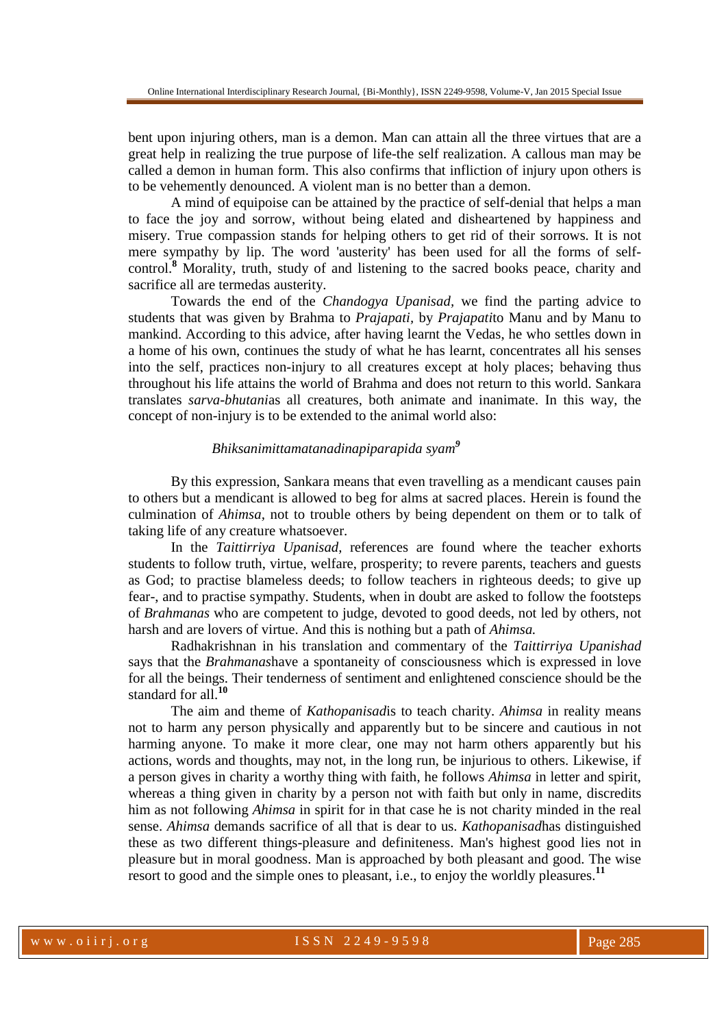bent upon injuring others, man is a demon. Man can attain all the three virtues that are a great help in realizing the true purpose of life-the self realization. A callous man may be called a demon in human form. This also confirms that infliction of injury upon others is to be vehemently denounced. A violent man is no better than a demon.

A mind of equipoise can be attained by the practice of self-denial that helps a man to face the joy and sorrow, without being elated and disheartened by happiness and misery. True compassion stands for helping others to get rid of their sorrows. It is not mere sympathy by lip. The word 'austerity' has been used for all the forms of self-control.[8] Morality, truth, study of and listening to the sacred books peace, charity and sacrifice all are termedas austerity.

Towards the end of the *Chandogya Upanisad*, we find the parting advice to students that was given by Brahma to *Prajapati*, by *Prajapati*to Manu and by Manu to mankind. According to this advice, after having learnt the Vedas, he who settles down in a home of his own, continues the study of what he has learnt, concentrates all his senses into the self, practices non-injury to all creatures except at holy places; behaving thus throughout his life attains the world of Brahma and does not return to this world. Sankara translates *sarva-bhutani*as all creatures, both animate and inanimate. In this way, the concept of non-injury is to be extended to the animal world also:

*Bhiksanimittamatanadinapiparapida syam*[9]

By this expression, Sankara means that even travelling as a mendicant causes pain to others but a mendicant is allowed to beg for alms at sacred places. Herein is found the culmination of *Ahimsa*, not to trouble others by being dependent on them or to talk of taking life of any creature whatsoever.

In the *Taittirriya Upanisad*, references are found where the teacher exhorts students to follow truth, virtue, welfare, prosperity; to revere parents, teachers and guests as God; to practise blameless deeds; to follow teachers in righteous deeds; to give up fear-, and to practise sympathy. Students, when in doubt are asked to follow the footsteps of *Brahmanas* who are competent to judge, devoted to good deeds, not led by others, not harsh and are lovers of virtue. And this is nothing but a path of *Ahimsa.*

Radhakrishnan in his translation and commentary of the *Taittirriya Upanishad* says that the *Brahmanas*have a spontaneity of consciousness which is expressed in love for all the beings. Their tenderness of sentiment and enlightened conscience should be the standard for all.[10]

The aim and theme of *Kathopanisad*is to teach charity. *Ahimsa* in reality means not to harm any person physically and apparently but to be sincere and cautious in not harming anyone. To make it more clear, one may not harm others apparently but his actions, words and thoughts, may not, in the long run, be injurious to others. Likewise, if a person gives in charity a worthy thing with faith, he follows *Ahimsa* in letter and spirit, whereas a thing given in charity by a person not with faith but only in name, discredits him as not following *Ahimsa* in spirit for in that case he is not charity minded in the real sense. *Ahimsa* demands sacrifice of all that is dear to us. *Kathopanisad*has distinguished these as two different things-pleasure and definiteness. Man's highest good lies not in pleasure but in moral goodness. Man is approached by both pleasant and good. The wise resort to good and the simple ones to pleasant, i.e., to enjoy the worldly pleasures.[11]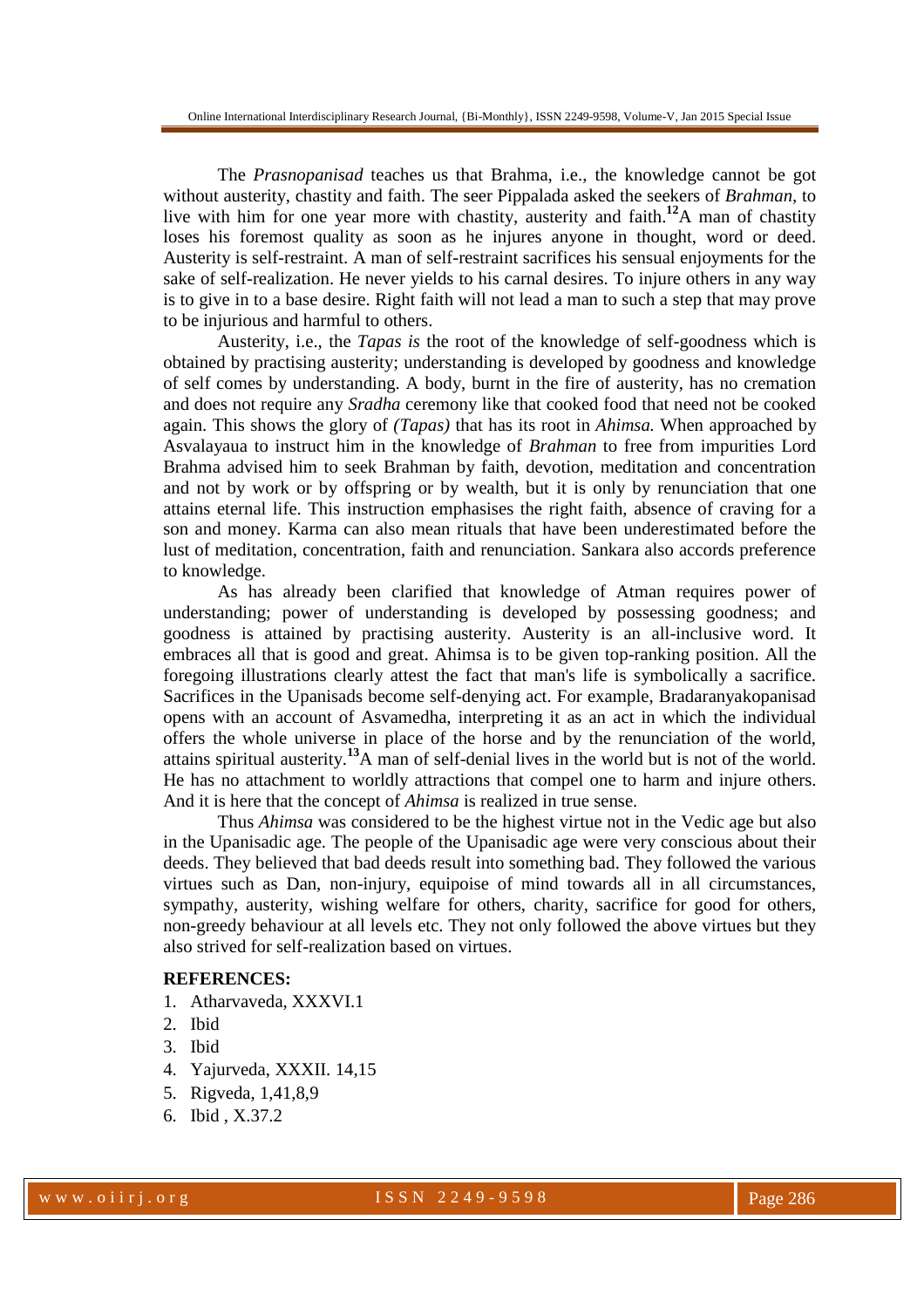The *Prasnopanisad* teaches us that Brahma, i.e., the knowledge cannot be got without austerity, chastity and faith. The seer Pippalada asked the seekers of *Brahman*, to live with him for one year more with chastity, austerity and faith.[12] A man of chastity loses his foremost quality as soon as he injures anyone in thought, word or deed. Austerity is self-restraint. A man of self-restraint sacrifices his sensual enjoyments for the sake of self-realization. He never yields to his carnal desires. To injure others in any way is to give in to a base desire. Right faith will not lead a man to such a step that may prove to be injurious and harmful to others.

Austerity, i.e., the *Tapas is* the root of the knowledge of self-goodness which is obtained by practising austerity; understanding is developed by goodness and knowledge of self comes by understanding. A body, burnt in the fire of austerity, has no cremation and does not require any *Sradha* ceremony like that cooked food that need not be cooked again. This shows the glory of *(Tapas)* that has its root in *Ahimsa.* When approached by Asvalayaua to instruct him in the knowledge of *Brahman* to free from impurities Lord Brahma advised him to seek Brahman by faith, devotion, meditation and concentration and not by work or by offspring or by wealth, but it is only by renunciation that one attains eternal life. This instruction emphasises the right faith, absence of craving for a son and money. Karma can also mean rituals that have been underestimated before the lust of meditation, concentration, faith and renunciation. Sankara also accords preference to knowledge.

As has already been clarified that knowledge of Atman requires power of understanding; power of understanding is developed by possessing goodness; and goodness is attained by practising austerity. Austerity is an all-inclusive word. It embraces all that is good and great. Ahimsa is to be given top-ranking position. All the foregoing illustrations clearly attest the fact that man's life is symbolically a sacrifice. Sacrifices in the Upanisads become self-denying act. For example, Bradaranyakopanisad opens with an account of Asvamedha, interpreting it as an act in which the individual offers the whole universe in place of the horse and by the renunciation of the world, attains spiritual austerity.[13] A man of self-denial lives in the world but is not of the world. He has no attachment to worldly attractions that compel one to harm and injure others. And it is here that the concept of *Ahimsa* is realized in true sense.

Thus *Ahimsa* was considered to be the highest virtue not in the Vedic age but also in the Upanisadic age. The people of the Upanisadic age were very conscious about their deeds. They believed that bad deeds result into something bad. They followed the various virtues such as Dan, non-injury, equipoise of mind towards all in all circumstances, sympathy, austerity, wishing welfare for others, charity, sacrifice for good for others, non-greedy behaviour at all levels etc. They not only followed the above virtues but they also strived for self-realization based on virtues.

**REFERENCES:**

1. Atharvaveda, XXXVI.1
2. Ibid
3. Ibid
4. Yajurveda, XXXII. 14,15
5. Rigveda, 1,41,8,9
6. Ibid , X.37.2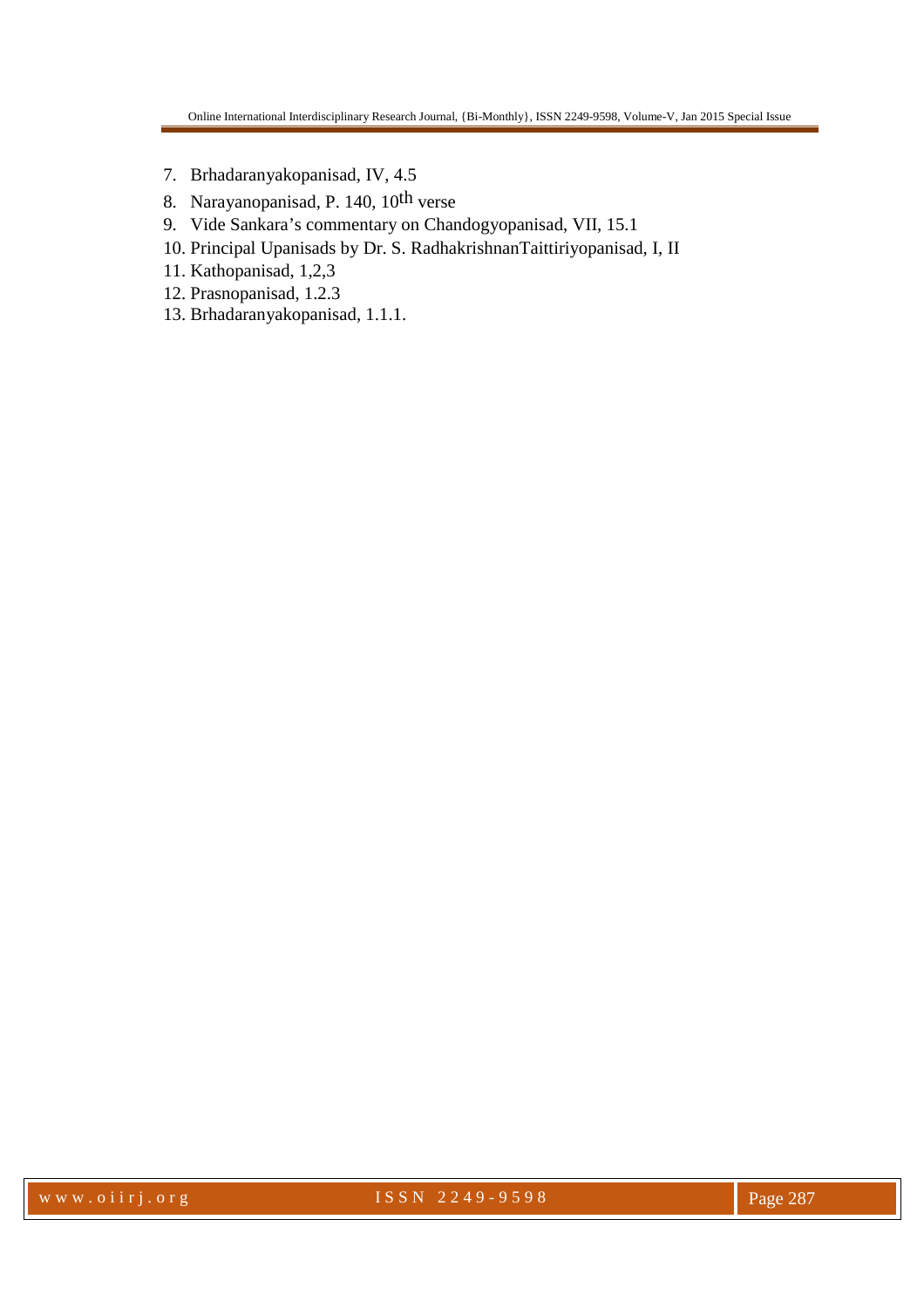7. Brhadaranyakopanisad, IV, 4.5
8. Narayanopanisad, P. 140, 10th verse
9. Vide Sankara's commentary on Chandogyopanisad, VII, 15.1
10. Principal Upanisads by Dr. S. RadhakrishnanTaittiriyopanisad, I, II
11. Kathopanisad, 1,2,3
12. Prasnopanisad, 1.2.3
13. Brhadaranyakopanisad, 1.1.1.